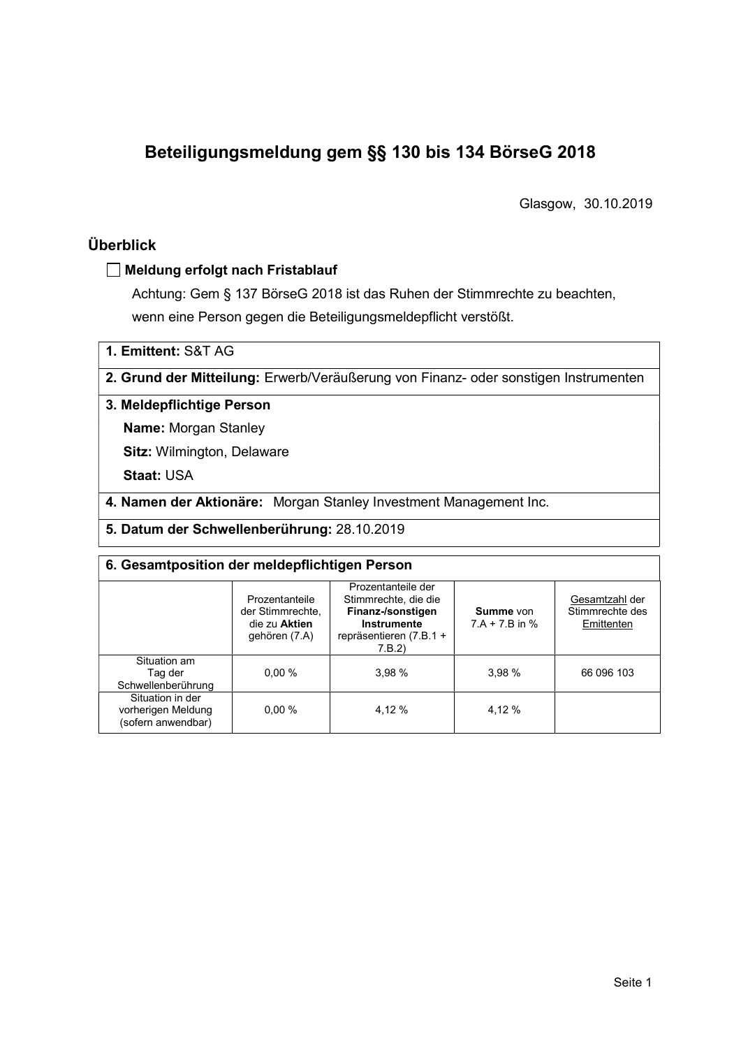# Beteiligungsmeldung gem §§ 130 bis 134 BörseG 2018

Glasgow, 30.10.2019

## Überblick

☐ **Meldung erfolgt nach Fristablauf**

Achtung: Gem § 137 BörseG 2018 ist das Ruhen der Stimmrechte zu beachten, wenn eine Person gegen die Beteiligungsmeldepflicht verstößt.

**1. Emittent:** S&T AG

**2. Grund der Mitteilung:** Erwerb/Veräußerung von Finanz- oder sonstigen Instrumenten

**3. Meldepflichtige Person**

**Name:** Morgan Stanley

**Sitz:** Wilmington, Delaware

**Staat:** USA

**4. Namen der Aktionäre:** Morgan Stanley Investment Management Inc.

**5. Datum der Schwellenberührung:** 28.10.2019

**6. Gesamtposition der meldepflichtigen Person**

| | Prozentanteile der Stimmrechte, die zu **Aktien** gehören (7.A) | Prozentanteile der Stimmrechte, die die **Finanz-/sonstigen Instrumente** repräsentieren (7.B.1 + 7.B.2) | **Summe** von 7.A + 7.B in % | Gesamtzahl der Stimmrechte des Emittenten |
|---|---|---|---|---|
| Situation am Tag der Schwellenberührung | 0,00 % | 3,98 % | 3,98 % | 66 096 103 |
| Situation in der vorherigen Meldung (sofern anwendbar) | 0,00 % | 4,12 % | 4,12 % | |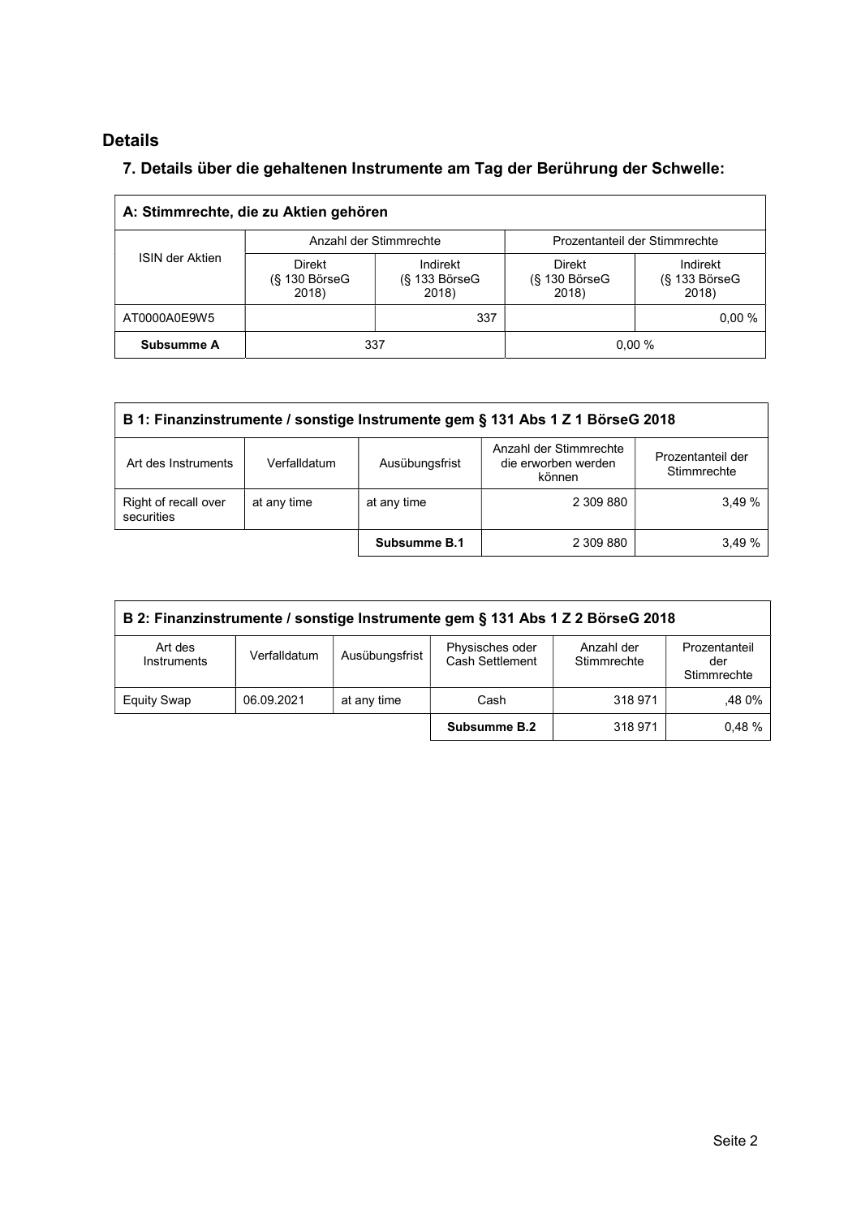## Details

### 7. Details über die gehaltenen Instrumente am Tag der Berührung der Schwelle:

| A: Stimmrechte, die zu Aktien gehören | | | | |
|---|---|---|---|---|
| ISIN der Aktien | Anzahl der Stimmrechte | | Prozentanteil der Stimmrechte | |
| | Direkt (§ 130 BörseG 2018) | Indirekt (§ 133 BörseG 2018) | Direkt (§ 130 BörseG 2018) | Indirekt (§ 133 BörseG 2018) |
| AT0000A0E9W5 | | 337 | | 0,00 % |
| **Subsumme A** | 337 | | 0,00 % | |

| B 1: Finanzinstrumente / sonstige Instrumente gem § 131 Abs 1 Z 1 BörseG 2018 | | | | |
|---|---|---|---|---|
| Art des Instruments | Verfalldatum | Ausübungsfrist | Anzahl der Stimmrechte die erworben werden können | Prozentanteil der Stimmrechte |
| Right of recall over securities | at any time | at any time | 2 309 880 | 3,49 % |
| | | **Subsumme B.1** | 2 309 880 | 3,49 % |

| B 2: Finanzinstrumente / sonstige Instrumente gem § 131 Abs 1 Z 2 BörseG 2018 | | | | | |
|---|---|---|---|---|---|
| Art des Instruments | Verfalldatum | Ausübungsfrist | Physisches oder Cash Settlement | Anzahl der Stimmrechte | Prozentanteil der Stimmrechte |
| Equity Swap | 06.09.2021 | at any time | Cash | 318 971 | ,48 0% |
| | | | **Subsumme B.2** | 318 971 | 0,48 % |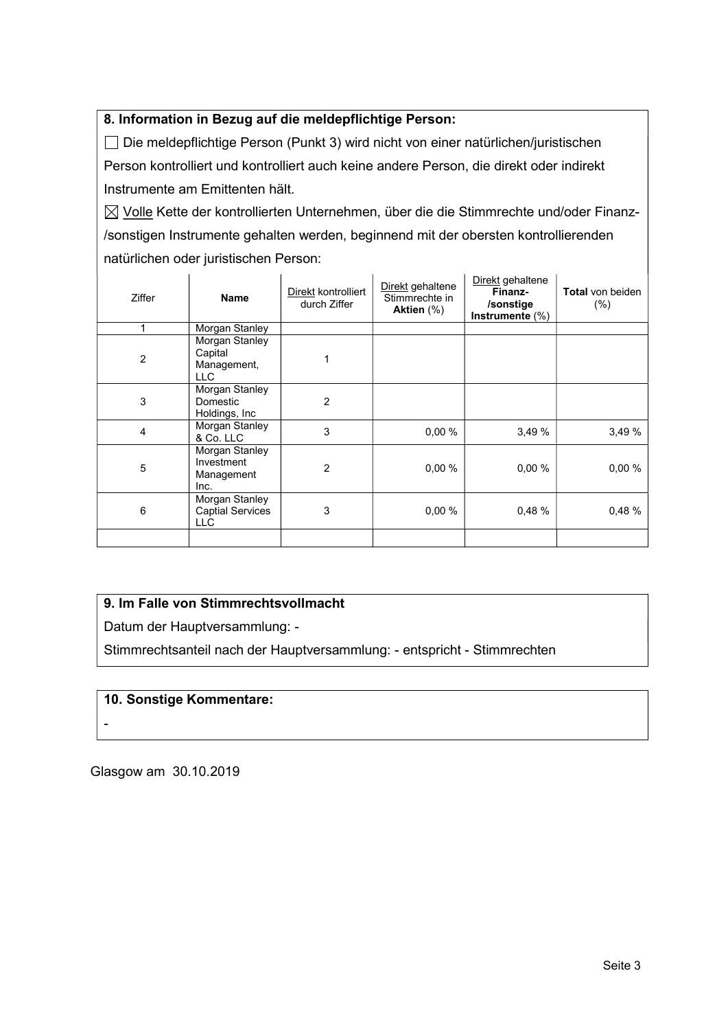### 8. Information in Bezug auf die meldepflichtige Person:

☐ Die meldepflichtige Person (Punkt 3) wird nicht von einer natürlichen/juristischen Person kontrolliert und kontrolliert auch keine andere Person, die direkt oder indirekt Instrumente am Emittenten hält.

☒ Volle Kette der kontrollierten Unternehmen, über die die Stimmrechte und/oder Finanz-/sonstigen Instrumente gehalten werden, beginnend mit der obersten kontrollierenden natürlichen oder juristischen Person:

| Ziffer | Name | Direkt kontrolliert durch Ziffer | Direkt gehaltene Stimmrechte in **Aktien** (%) | Direkt gehaltene **Finanz-/sonstige Instrumente** (%) | **Total** von beiden (%) |
|---|---|---|---|---|---|
| 1 | Morgan Stanley | | | | |
| 2 | Morgan Stanley Capital Management, LLC | 1 | | | |
| 3 | Morgan Stanley Domestic Holdings, Inc | 2 | | | |
| 4 | Morgan Stanley & Co. LLC | 3 | 0,00 % | 3,49 % | 3,49 % |
| 5 | Morgan Stanley Investment Management Inc. | 2 | 0,00 % | 0,00 % | 0,00 % |
| 6 | Morgan Stanley Captial Services LLC | 3 | 0,00 % | 0,48 % | 0,48 % |
| | | | | | |

### 9. Im Falle von Stimmrechtsvollmacht

Datum der Hauptversammlung: -

Stimmrechtsanteil nach der Hauptversammlung: - entspricht - Stimmrechten

### 10. Sonstige Kommentare:

-

Glasgow am 30.10.2019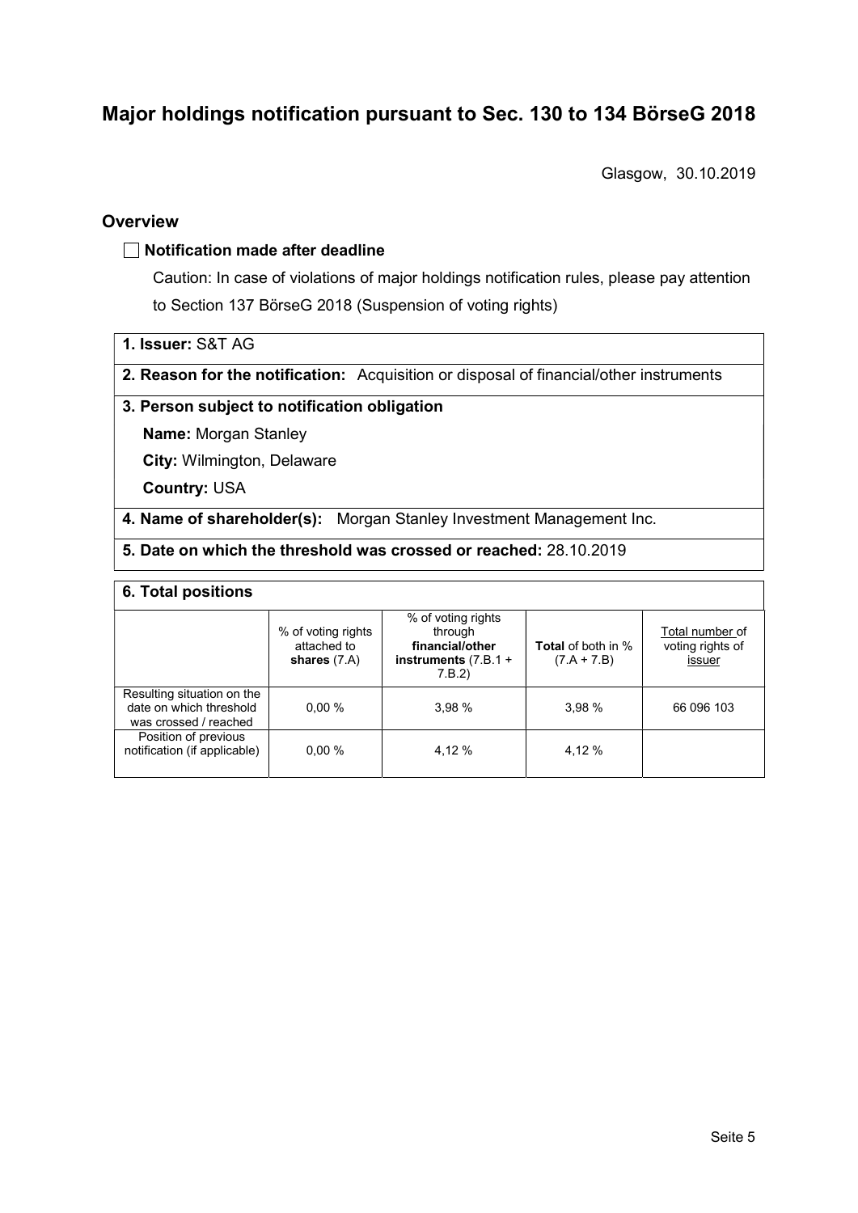# Major holdings notification pursuant to Sec. 130 to 134 BörseG 2018

Glasgow, 30.10.2019

## Overview

☐ **Notification made after deadline**

Caution: In case of violations of major holdings notification rules, please pay attention to Section 137 BörseG 2018 (Suspension of voting rights)

**1. Issuer:** S&T AG

**2. Reason for the notification:** Acquisition or disposal of financial/other instruments

**3. Person subject to notification obligation**

**Name:** Morgan Stanley

**City:** Wilmington, Delaware

**Country:** USA

**4. Name of shareholder(s):** Morgan Stanley Investment Management Inc.

**5. Date on which the threshold was crossed or reached:** 28.10.2019

**6. Total positions**

| | % of voting rights attached to **shares** (7.A) | % of voting rights through **financial/other instruments** (7.B.1 + 7.B.2) | **Total** of both in % (7.A + 7.B) | Total number of voting rights of issuer |
|---|---|---|---|---|
| Resulting situation on the date on which threshold was crossed / reached | 0,00 % | 3,98 % | 3,98 % | 66 096 103 |
| Position of previous notification (if applicable) | 0,00 % | 4,12 % | 4,12 % | |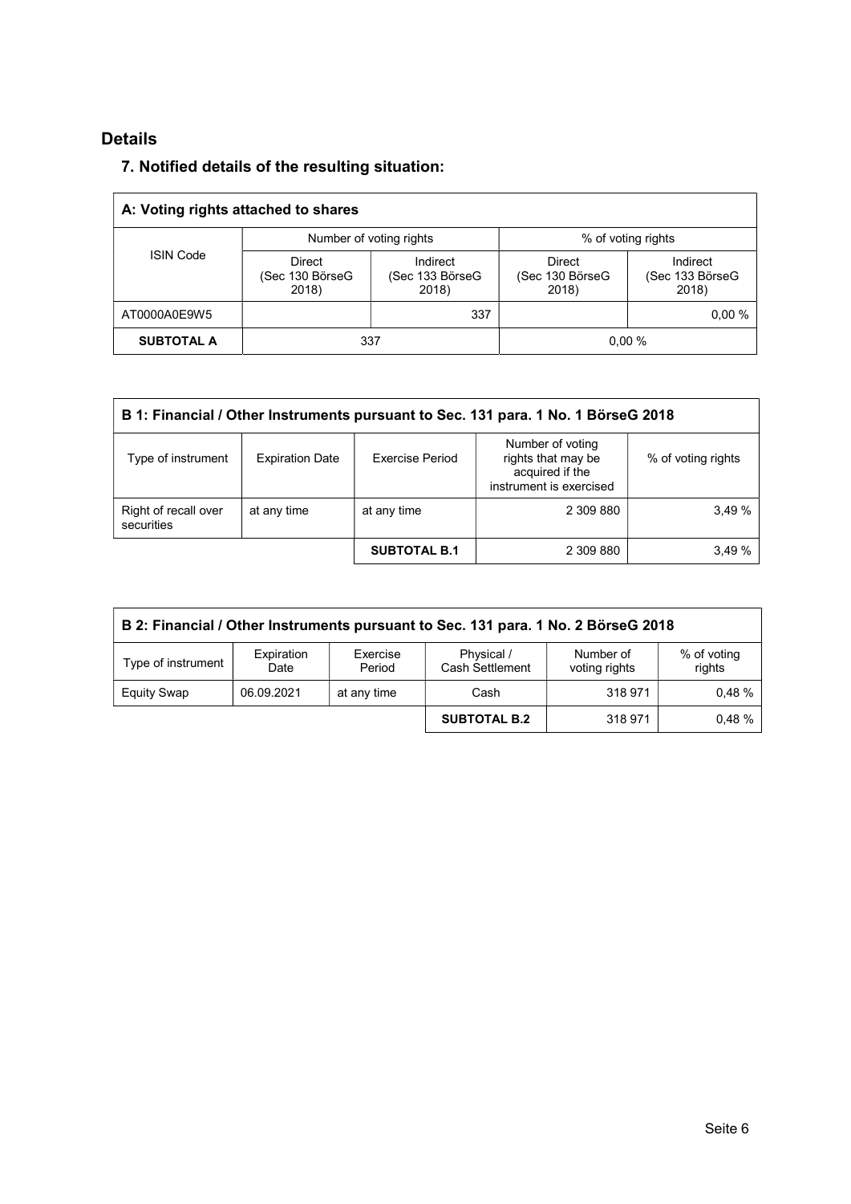## Details

### 7. Notified details of the resulting situation:

| A: Voting rights attached to shares | | | | |
|---|---|---|---|---|
| ISIN Code | Number of voting rights | | % of voting rights | |
| | Direct (Sec 130 BörseG 2018) | Indirect (Sec 133 BörseG 2018) | Direct (Sec 130 BörseG 2018) | Indirect (Sec 133 BörseG 2018) |
| AT0000A0E9W5 | | 337 | | 0,00 % |
| **SUBTOTAL A** | 337 | | 0,00 % | |

| B 1: Financial / Other Instruments pursuant to Sec. 131 para. 1 No. 1 BörseG 2018 | | | | |
|---|---|---|---|---|
| Type of instrument | Expiration Date | Exercise Period | Number of voting rights that may be acquired if the instrument is exercised | % of voting rights |
| Right of recall over securities | at any time | at any time | 2 309 880 | 3,49 % |
| | | **SUBTOTAL B.1** | 2 309 880 | 3,49 % |

| B 2: Financial / Other Instruments pursuant to Sec. 131 para. 1 No. 2 BörseG 2018 | | | | | |
|---|---|---|---|---|---|
| Type of instrument | Expiration Date | Exercise Period | Physical / Cash Settlement | Number of voting rights | % of voting rights |
| Equity Swap | 06.09.2021 | at any time | Cash | 318 971 | 0,48 % |
| | | | **SUBTOTAL B.2** | 318 971 | 0,48 % |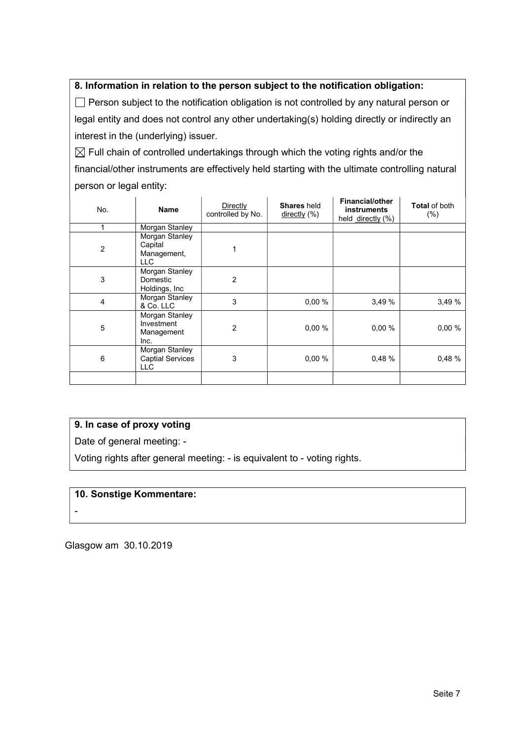### 8. Information in relation to the person subject to the notification obligation:

☐ Person subject to the notification obligation is not controlled by any natural person or legal entity and does not control any other undertaking(s) holding directly or indirectly an interest in the (underlying) issuer.

☒ Full chain of controlled undertakings through which the voting rights and/or the financial/other instruments are effectively held starting with the ultimate controlling natural person or legal entity:

| No. | Name | Directly controlled by No. | **Shares** held directly (%) | **Financial/other instruments** held directly (%) | **Total** of both (%) |
|---|---|---|---|---|---|
| 1 | Morgan Stanley | | | | |
| 2 | Morgan Stanley Capital Management, LLC | 1 | | | |
| 3 | Morgan Stanley Domestic Holdings, Inc | 2 | | | |
| 4 | Morgan Stanley & Co. LLC | 3 | 0,00 % | 3,49 % | 3,49 % |
| 5 | Morgan Stanley Investment Management Inc. | 2 | 0,00 % | 0,00 % | 0,00 % |
| 6 | Morgan Stanley Captial Services LLC | 3 | 0,00 % | 0,48 % | 0,48 % |
| | | | | | |

### 9. In case of proxy voting

Date of general meeting: -

Voting rights after general meeting: - is equivalent to - voting rights.

### 10. Sonstige Kommentare:

-

Glasgow am 30.10.2019